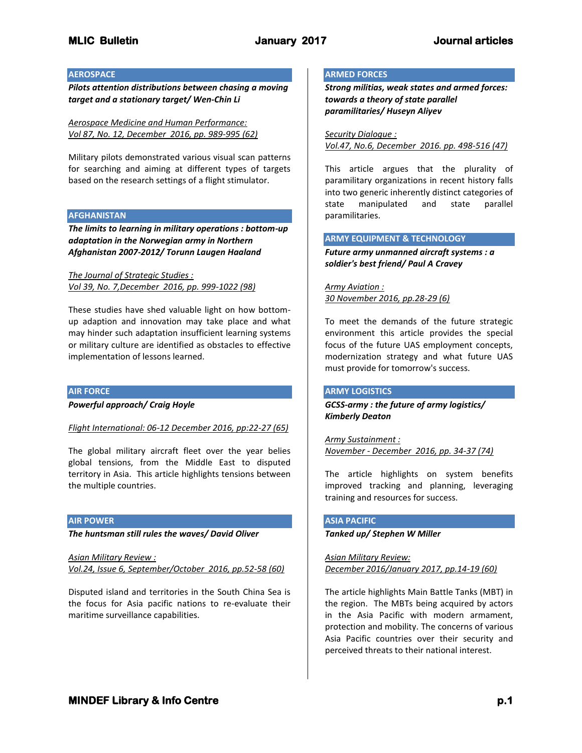## AEROSPACE

***Pilots attention distributions between chasing a moving target and a stationary target/ Wen-Chin Li***

Aerospace Medicine and Human Performance:
Vol 87, No. 12, December 2016, pp. 989-995 (62)

Military pilots demonstrated various visual scan patterns for searching and aiming at different types of targets based on the research settings of a flight stimulator.

## AFGHANISTAN

***The limits to learning in military operations : bottom-up adaptation in the Norwegian army in Northern Afghanistan 2007-2012/ Torunn Laugen Haaland***

The Journal of Strategic Studies :
Vol 39, No. 7,December 2016, pp. 999-1022 (98)

These studies have shed valuable light on how bottom-up adaption and innovation may take place and what may hinder such adaptation insufficient learning systems or military culture are identified as obstacles to effective implementation of lessons learned.

## AIR FORCE

***Powerful approach/ Craig Hoyle***

Flight International: 06-12 December 2016, pp:22-27 (65)

The global military aircraft fleet over the year belies global tensions, from the Middle East to disputed territory in Asia. This article highlights tensions between the multiple countries.

## AIR POWER

***The huntsman still rules the waves/ David Oliver***

Asian Military Review :
Vol.24, Issue 6, September/October 2016, pp.52-58 (60)

Disputed island and territories in the South China Sea is the focus for Asia pacific nations to re-evaluate their maritime surveillance capabilities.

## ARMED FORCES

***Strong militias, weak states and armed forces: towards a theory of state parallel paramilitaries/ Huseyn Aliyev***

Security Dialogue :
Vol.47, No.6, December 2016. pp. 498-516 (47)

This article argues that the plurality of paramilitary organizations in recent history falls into two generic inherently distinct categories of state manipulated and state parallel paramilitaries.

## ARMY EQUIPMENT & TECHNOLOGY

***Future army unmanned aircraft systems : a soldier's best friend/ Paul A Cravey***

Army Aviation :
30 November 2016, pp.28-29 (6)

To meet the demands of the future strategic environment this article provides the special focus of the future UAS employment concepts, modernization strategy and what future UAS must provide for tomorrow's success.

## ARMY LOGISTICS

***GCSS-army : the future of army logistics/ Kimberly Deaton***

Army Sustainment :
November - December 2016, pp. 34-37 (74)

The article highlights on system benefits improved tracking and planning, leveraging training and resources for success.

## ASIA PACIFIC

***Tanked up/ Stephen W Miller***

Asian Military Review:
December 2016/January 2017, pp.14-19 (60)

The article highlights Main Battle Tanks (MBT) in the region. The MBTs being acquired by actors in the Asia Pacific with modern armament, protection and mobility. The concerns of various Asia Pacific countries over their security and perceived threats to their national interest.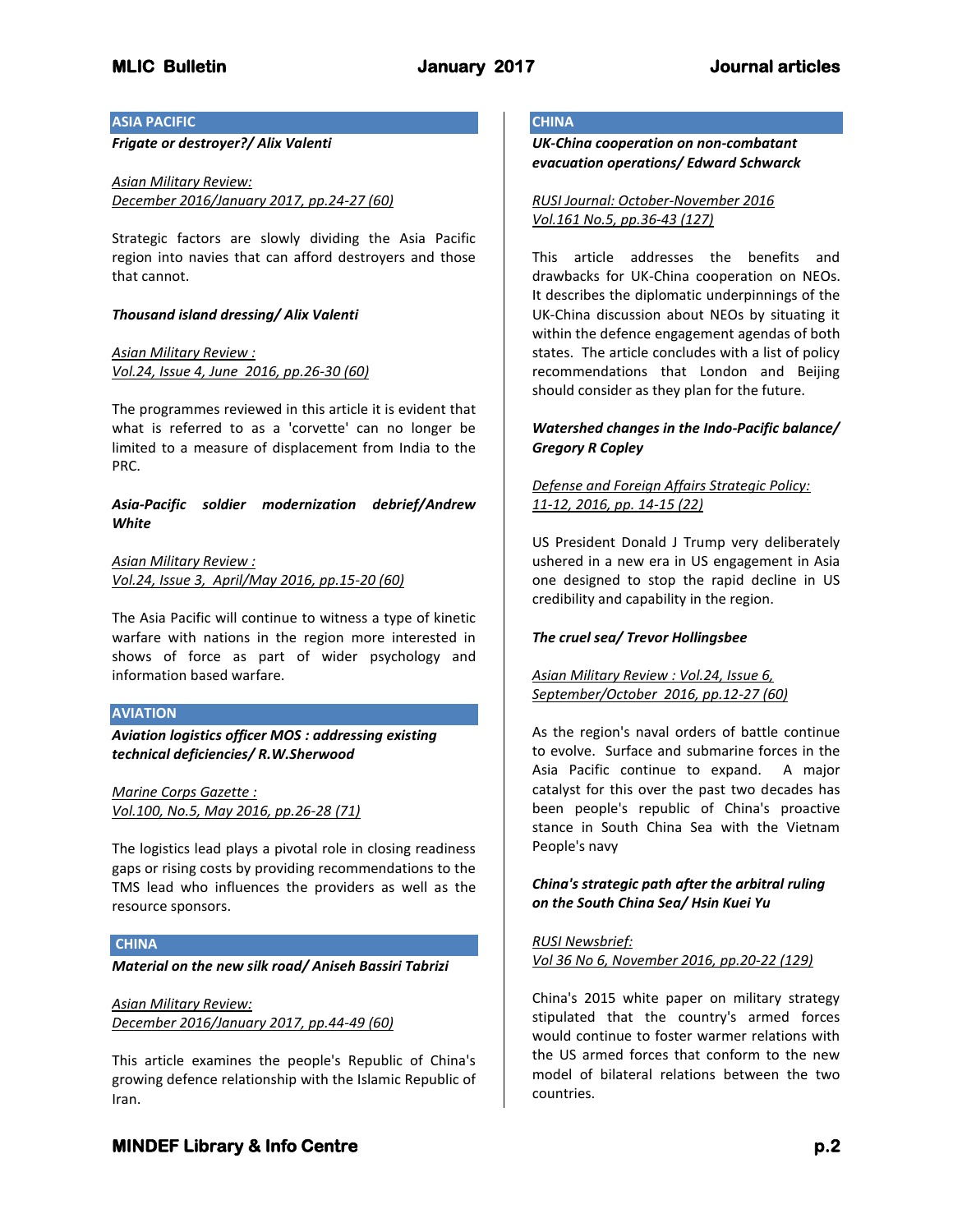## ASIA PACIFIC

***Frigate or destroyer?/ Alix Valenti***

Asian Military Review: December 2016/January 2017, pp.24-27 (60)

Strategic factors are slowly dividing the Asia Pacific region into navies that can afford destroyers and those that cannot.

***Thousand island dressing/ Alix Valenti***

Asian Military Review : Vol.24, Issue 4, June 2016, pp.26-30 (60)

The programmes reviewed in this article it is evident that what is referred to as a 'corvette' can no longer be limited to a measure of displacement from India to the PRC.

***Asia-Pacific soldier modernization debrief/Andrew White***

Asian Military Review : Vol.24, Issue 3, April/May 2016, pp.15-20 (60)

The Asia Pacific will continue to witness a type of kinetic warfare with nations in the region more interested in shows of force as part of wider psychology and information based warfare.

## AVIATION

***Aviation logistics officer MOS : addressing existing technical deficiencies/ R.W.Sherwood***

Marine Corps Gazette : Vol.100, No.5, May 2016, pp.26-28 (71)

The logistics lead plays a pivotal role in closing readiness gaps or rising costs by providing recommendations to the TMS lead who influences the providers as well as the resource sponsors.

## CHINA

***Material on the new silk road/ Aniseh Bassiri Tabrizi***

Asian Military Review: December 2016/January 2017, pp.44-49 (60)

This article examines the people's Republic of China's growing defence relationship with the Islamic Republic of Iran.

## CHINA

***UK-China cooperation on non-combatant evacuation operations/ Edward Schwarck***

RUSI Journal: October-November 2016 Vol.161 No.5, pp.36-43 (127)

This article addresses the benefits and drawbacks for UK-China cooperation on NEOs. It describes the diplomatic underpinnings of the UK-China discussion about NEOs by situating it within the defence engagement agendas of both states. The article concludes with a list of policy recommendations that London and Beijing should consider as they plan for the future.

***Watershed changes in the Indo-Pacific balance/ Gregory R Copley***

Defense and Foreign Affairs Strategic Policy: 11-12, 2016, pp. 14-15 (22)

US President Donald J Trump very deliberately ushered in a new era in US engagement in Asia one designed to stop the rapid decline in US credibility and capability in the region.

***The cruel sea/ Trevor Hollingsbee***

Asian Military Review : Vol.24, Issue 6, September/October 2016, pp.12-27 (60)

As the region's naval orders of battle continue to evolve. Surface and submarine forces in the Asia Pacific continue to expand. A major catalyst for this over the past two decades has been people's republic of China's proactive stance in South China Sea with the Vietnam People's navy

***China's strategic path after the arbitral ruling on the South China Sea/ Hsin Kuei Yu***

RUSI Newsbrief: Vol 36 No 6, November 2016, pp.20-22 (129)

China's 2015 white paper on military strategy stipulated that the country's armed forces would continue to foster warmer relations with the US armed forces that conform to the new model of bilateral relations between the two countries.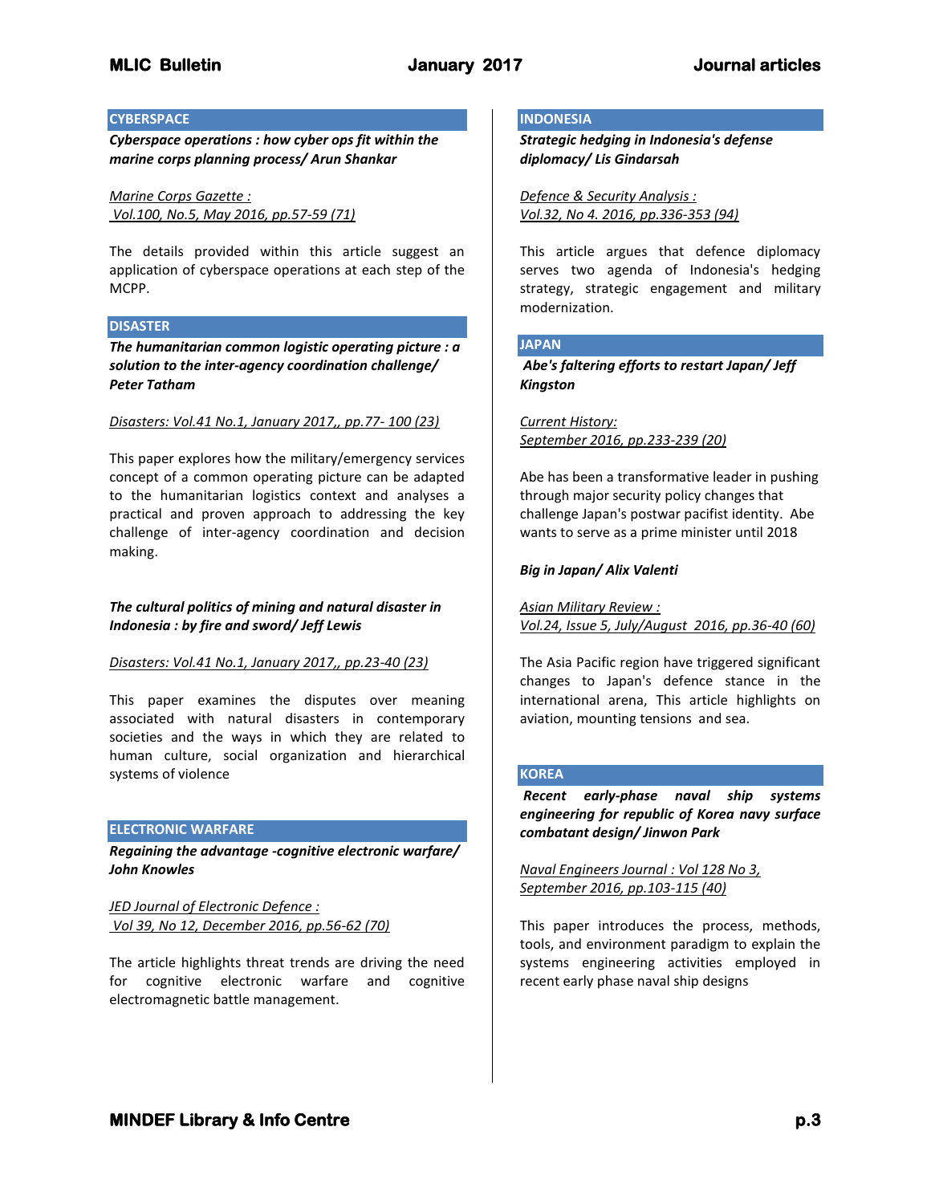## CYBERSPACE

***Cyberspace operations : how cyber ops fit within the marine corps planning process/ Arun Shankar***

Marine Corps Gazette :
Vol.100, No.5, May 2016, pp.57-59 (71)

The details provided within this article suggest an application of cyberspace operations at each step of the MCPP.

## DISASTER

***The humanitarian common logistic operating picture : a solution to the inter-agency coordination challenge/ Peter Tatham***

Disasters: Vol.41 No.1, January 2017,, pp.77- 100 (23)

This paper explores how the military/emergency services concept of a common operating picture can be adapted to the humanitarian logistics context and analyses a practical and proven approach to addressing the key challenge of inter-agency coordination and decision making.

***The cultural politics of mining and natural disaster in Indonesia : by fire and sword/ Jeff Lewis***

Disasters: Vol.41 No.1, January 2017,, pp.23-40 (23)

This paper examines the disputes over meaning associated with natural disasters in contemporary societies and the ways in which they are related to human culture, social organization and hierarchical systems of violence

## ELECTRONIC WARFARE

***Regaining the advantage -cognitive electronic warfare/ John Knowles***

JED Journal of Electronic Defence :
Vol 39, No 12, December 2016, pp.56-62 (70)

The article highlights threat trends are driving the need for cognitive electronic warfare and cognitive electromagnetic battle management.

## INDONESIA

***Strategic hedging in Indonesia's defense diplomacy/ Lis Gindarsah***

Defence & Security Analysis :
Vol.32, No 4. 2016, pp.336-353 (94)

This article argues that defence diplomacy serves two agenda of Indonesia's hedging strategy, strategic engagement and military modernization.

## JAPAN

***Abe's faltering efforts to restart Japan/ Jeff Kingston***

Current History:
September 2016, pp.233-239 (20)

Abe has been a transformative leader in pushing through major security policy changes that challenge Japan's postwar pacifist identity. Abe wants to serve as a prime minister until 2018

***Big in Japan/ Alix Valenti***

Asian Military Review :
Vol.24, Issue 5, July/August 2016, pp.36-40 (60)

The Asia Pacific region have triggered significant changes to Japan's defence stance in the international arena, This article highlights on aviation, mounting tensions and sea.

## KOREA

***Recent early-phase naval ship systems engineering for republic of Korea navy surface combatant design/ Jinwon Park***

Naval Engineers Journal : Vol 128 No 3,
September 2016, pp.103-115 (40)

This paper introduces the process, methods, tools, and environment paradigm to explain the systems engineering activities employed in recent early phase naval ship designs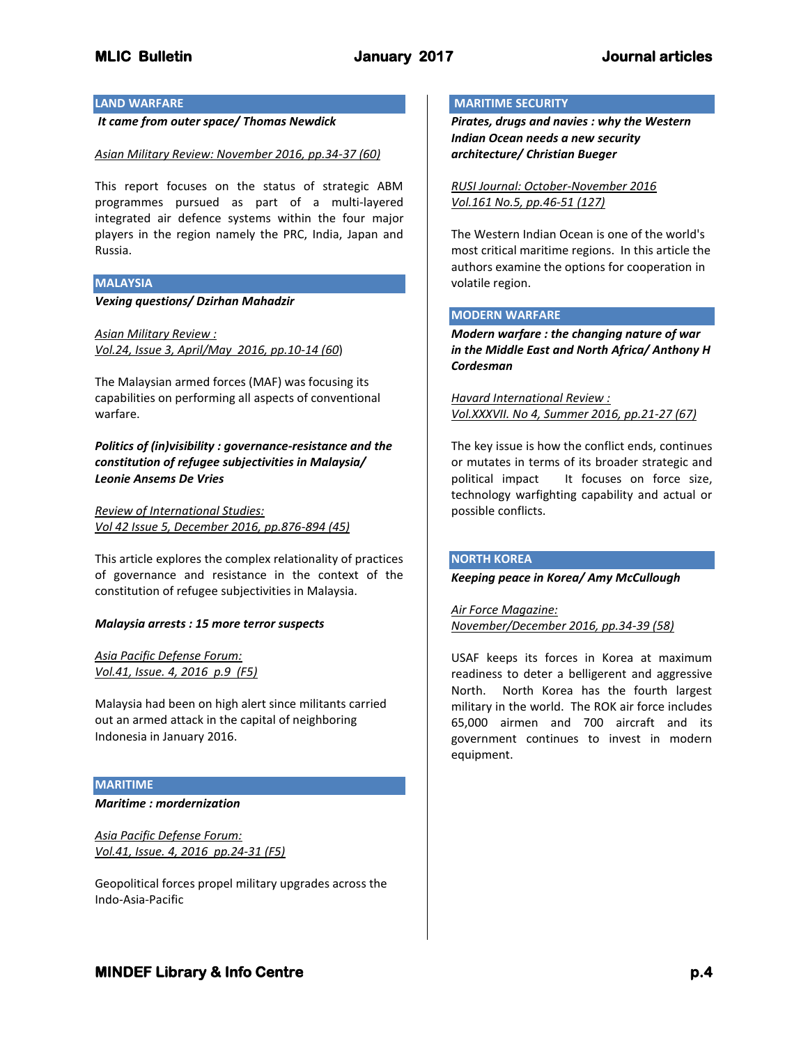## LAND WARFARE

***It came from outer space/ Thomas Newdick***

*Asian Military Review: November 2016, pp.34-37 (60)*

This report focuses on the status of strategic ABM programmes pursued as part of a multi-layered integrated air defence systems within the four major players in the region namely the PRC, India, Japan and Russia.

## MALAYSIA

***Vexing questions/ Dzirhan Mahadzir***

*Asian Military Review : Vol.24, Issue 3, April/May 2016, pp.10-14 (60)*

The Malaysian armed forces (MAF) was focusing its capabilities on performing all aspects of conventional warfare.

***Politics of (in)visibility : governance-resistance and the constitution of refugee subjectivities in Malaysia/ Leonie Ansems De Vries***

*Review of International Studies: Vol 42 Issue 5, December 2016, pp.876-894 (45)*

This article explores the complex relationality of practices of governance and resistance in the context of the constitution of refugee subjectivities in Malaysia.

***Malaysia arrests : 15 more terror suspects***

*Asia Pacific Defense Forum: Vol.41, Issue. 4, 2016 p.9 (F5)*

Malaysia had been on high alert since militants carried out an armed attack in the capital of neighboring Indonesia in January 2016.

## MARITIME

***Maritime : mordernization***

*Asia Pacific Defense Forum: Vol.41, Issue. 4, 2016 pp.24-31 (F5)*

Geopolitical forces propel military upgrades across the Indo-Asia-Pacific

## MARITIME SECURITY

***Pirates, drugs and navies : why the Western Indian Ocean needs a new security architecture/ Christian Bueger***

*RUSI Journal: October-November 2016 Vol.161 No.5, pp.46-51 (127)*

The Western Indian Ocean is one of the world's most critical maritime regions. In this article the authors examine the options for cooperation in volatile region.

## MODERN WARFARE

***Modern warfare : the changing nature of war in the Middle East and North Africa/ Anthony H Cordesman***

*Havard International Review : Vol.XXXVII. No 4, Summer 2016, pp.21-27 (67)*

The key issue is how the conflict ends, continues or mutates in terms of its broader strategic and political impact It focuses on force size, technology warfighting capability and actual or possible conflicts.

## NORTH KOREA

***Keeping peace in Korea/ Amy McCullough***

*Air Force Magazine: November/December 2016, pp.34-39 (58)*

USAF keeps its forces in Korea at maximum readiness to deter a belligerent and aggressive North. North Korea has the fourth largest military in the world. The ROK air force includes 65,000 airmen and 700 aircraft and its government continues to invest in modern equipment.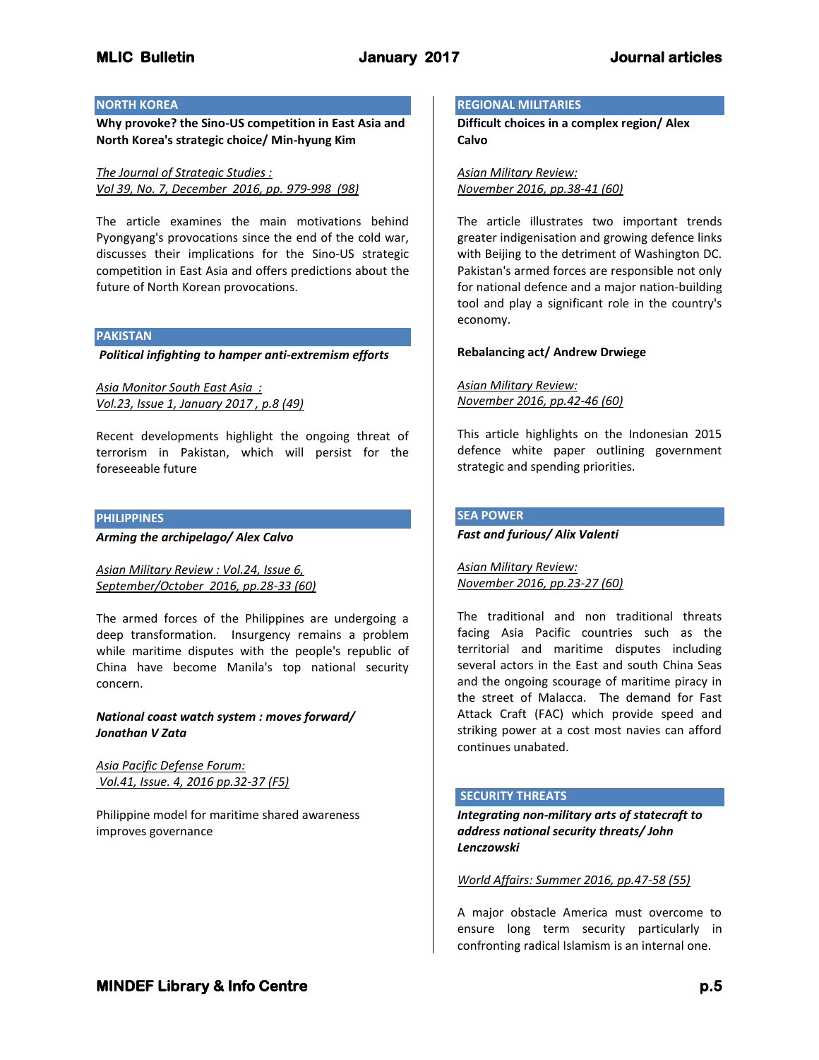## NORTH KOREA

**Why provoke? the Sino-US competition in East Asia and North Korea's strategic choice/ Min-hyung Kim**

The Journal of Strategic Studies :
Vol 39, No. 7, December 2016, pp. 979-998 (98)

The article examines the main motivations behind Pyongyang's provocations since the end of the cold war, discusses their implications for the Sino-US strategic competition in East Asia and offers predictions about the future of North Korean provocations.

## PAKISTAN

***Political infighting to hamper anti-extremism efforts***

Asia Monitor South East Asia :
Vol.23, Issue 1, January 2017 , p.8 (49)

Recent developments highlight the ongoing threat of terrorism in Pakistan, which will persist for the foreseeable future

## PHILIPPINES

***Arming the archipelago/ Alex Calvo***

Asian Military Review : Vol.24, Issue 6,
September/October 2016, pp.28-33 (60)

The armed forces of the Philippines are undergoing a deep transformation. Insurgency remains a problem while maritime disputes with the people's republic of China have become Manila's top national security concern.

***National coast watch system : moves forward/ Jonathan V Zata***

Asia Pacific Defense Forum:
Vol.41, Issue. 4, 2016 pp.32-37 (F5)

Philippine model for maritime shared awareness improves governance

## REGIONAL MILITARIES

**Difficult choices in a complex region/ Alex Calvo**

Asian Military Review:
November 2016, pp.38-41 (60)

The article illustrates two important trends greater indigenisation and growing defence links with Beijing to the detriment of Washington DC. Pakistan's armed forces are responsible not only for national defence and a major nation-building tool and play a significant role in the country's economy.

**Rebalancing act/ Andrew Drwiege**

Asian Military Review:
November 2016, pp.42-46 (60)

This article highlights on the Indonesian 2015 defence white paper outlining government strategic and spending priorities.

## SEA POWER

***Fast and furious/ Alix Valenti***

Asian Military Review:
November 2016, pp.23-27 (60)

The traditional and non traditional threats facing Asia Pacific countries such as the territorial and maritime disputes including several actors in the East and south China Seas and the ongoing scourage of maritime piracy in the street of Malacca. The demand for Fast Attack Craft (FAC) which provide speed and striking power at a cost most navies can afford continues unabated.

## SECURITY THREATS

***Integrating non-military arts of statecraft to address national security threats/ John Lenczowski***

World Affairs: Summer 2016, pp.47-58 (55)

A major obstacle America must overcome to ensure long term security particularly in confronting radical Islamism is an internal one.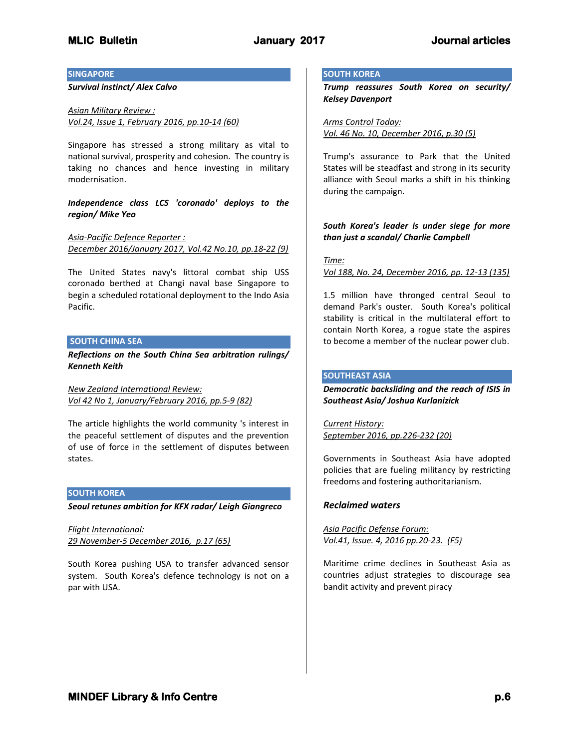## SINGAPORE

***Survival instinct/ Alex Calvo***

*Asian Military Review :*
*Vol.24, Issue 1, February 2016, pp.10-14 (60)*

Singapore has stressed a strong military as vital to national survival, prosperity and cohesion. The country is taking no chances and hence investing in military modernisation.

***Independence class LCS 'coronado' deploys to the region/ Mike Yeo***

*Asia-Pacific Defence Reporter :*
*December 2016/January 2017, Vol.42 No.10, pp.18-22 (9)*

The United States navy's littoral combat ship USS coronado berthed at Changi naval base Singapore to begin a scheduled rotational deployment to the Indo Asia Pacific.

## SOUTH CHINA SEA

***Reflections on the South China Sea arbitration rulings/ Kenneth Keith***

*New Zealand International Review:*
*Vol 42 No 1, January/February 2016, pp.5-9 (82)*

The article highlights the world community 's interest in the peaceful settlement of disputes and the prevention of use of force in the settlement of disputes between states.

## SOUTH KOREA

***Seoul retunes ambition for KFX radar/ Leigh Giangreco***

*Flight International:*
*29 November-5 December 2016, p.17 (65)*

South Korea pushing USA to transfer advanced sensor system. South Korea's defence technology is not on a par with USA.

## SOUTH KOREA

***Trump reassures South Korea on security/ Kelsey Davenport***

*Arms Control Today:*
*Vol. 46 No. 10, December 2016, p.30 (5)*

Trump's assurance to Park that the United States will be steadfast and strong in its security alliance with Seoul marks a shift in his thinking during the campaign.

***South Korea's leader is under siege for more than just a scandal/ Charlie Campbell***

*Time:*
*Vol 188, No. 24, December 2016, pp. 12-13 (135)*

1.5 million have thronged central Seoul to demand Park's ouster. South Korea's political stability is critical in the multilateral effort to contain North Korea, a rogue state the aspires to become a member of the nuclear power club.

## SOUTHEAST ASIA

***Democratic backsliding and the reach of ISIS in Southeast Asia/ Joshua Kurlanizick***

*Current History:*
*September 2016, pp.226-232 (20)*

Governments in Southeast Asia have adopted policies that are fueling militancy by restricting freedoms and fostering authoritarianism.

***Reclaimed waters***

*Asia Pacific Defense Forum:*
*Vol.41, Issue. 4, 2016 pp.20-23. (F5)*

Maritime crime declines in Southeast Asia as countries adjust strategies to discourage sea bandit activity and prevent piracy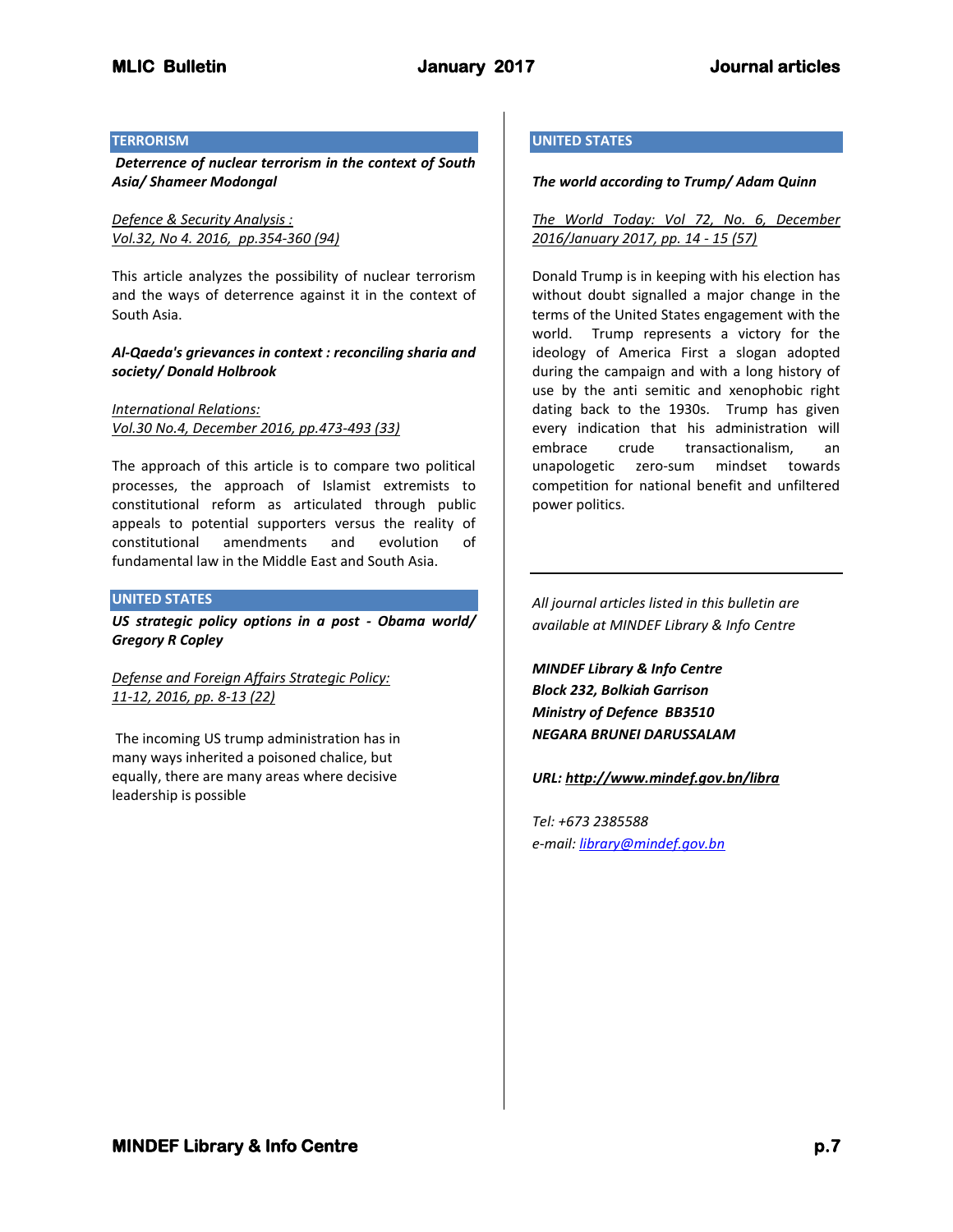## TERRORISM

***Deterrence of nuclear terrorism in the context of South Asia/ Shameer Modongal***

*Defence & Security Analysis : Vol.32, No 4. 2016, pp.354-360 (94)*

This article analyzes the possibility of nuclear terrorism and the ways of deterrence against it in the context of South Asia.

***Al-Qaeda's grievances in context : reconciling sharia and society/ Donald Holbrook***

*International Relations: Vol.30 No.4, December 2016, pp.473-493 (33)*

The approach of this article is to compare two political processes, the approach of Islamist extremists to constitutional reform as articulated through public appeals to potential supporters versus the reality of constitutional amendments and evolution of fundamental law in the Middle East and South Asia.

## UNITED STATES

***US strategic policy options in a post - Obama world/ Gregory R Copley***

*Defense and Foreign Affairs Strategic Policy: 11-12, 2016, pp. 8-13 (22)*

The incoming US trump administration has in many ways inherited a poisoned chalice, but equally, there are many areas where decisive leadership is possible

## UNITED STATES

***The world according to Trump/ Adam Quinn***

*The World Today: Vol 72, No. 6, December 2016/January 2017, pp. 14 - 15 (57)*

Donald Trump is in keeping with his election has without doubt signalled a major change in the terms of the United States engagement with the world. Trump represents a victory for the ideology of America First a slogan adopted during the campaign and with a long history of use by the anti semitic and xenophobic right dating back to the 1930s. Trump has given every indication that his administration will embrace crude transactionalism, an unapologetic zero-sum mindset towards competition for national benefit and unfiltered power politics.

---

*All journal articles listed in this bulletin are available at MINDEF Library & Info Centre*

***MINDEF Library & Info Centre***
***Block 232, Bolkiah Garrison***
***Ministry of Defence BB3510***
***NEGARA BRUNEI DARUSSALAM***

***URL: http://www.mindef.gov.bn/libra***

*Tel: +673 2385588*
*e-mail: library@mindef.gov.bn*